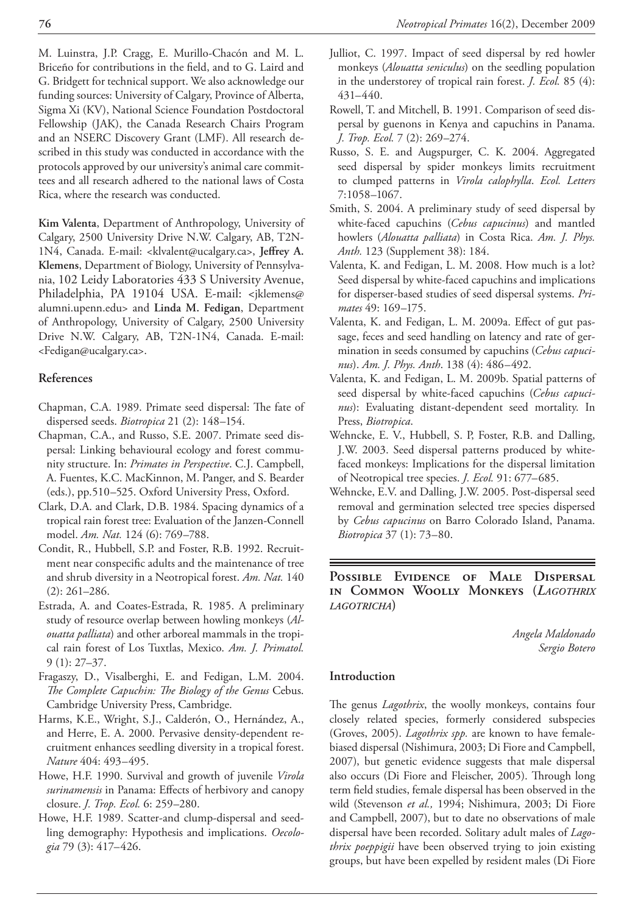M. Luinstra, J.P. Cragg, E. Murillo-Chacón and M. L. Briceño for contributions in the field, and to G. Laird and G. Bridgett for technical support. We also acknowledge our funding sources: University of Calgary, Province of Alberta, Sigma Xi (KV), National Science Foundation Postdoctoral Fellowship (JAK), the Canada Research Chairs Program and an NSERC Discovery Grant (LMF). All research described in this study was conducted in accordance with the protocols approved by our university's animal care committees and all research adhered to the national laws of Costa Rica, where the research was conducted.

**Kim Valenta**, Department of Anthropology, University of Calgary, 2500 University Drive N.W. Calgary, AB, T2N-1N4, Canada. E-mail: <klvalent@ucalgary.ca>, **Jeffrey A. Klemens**, Department of Biology, University of Pennsylvania, 102 Leidy Laboratories 433 S University Avenue, Philadelphia, PA 19104 USA. E-mail: <jklemens@alumni.upenn.edu> and **Linda M. Fedigan**, Department of Anthropology, University of Calgary, 2500 University Drive N.W. Calgary, AB, T2N-1N4, Canada. E-mail: <Fedigan@ucalgary.ca>.

## References

Chapman, C.A. 1989. Primate seed dispersal: The fate of dispersed seeds. *Biotropica* 21 (2): 148–154.

Chapman, C.A., and Russo, S.E. 2007. Primate seed dispersal: Linking behavioural ecology and forest community structure. In: *Primates in Perspective*. C.J. Campbell, A. Fuentes, K.C. MacKinnon, M. Panger, and S. Bearder (eds.), pp.510–525. Oxford University Press, Oxford.

Clark, D.A. and Clark, D.B. 1984. Spacing dynamics of a tropical rain forest tree: Evaluation of the Janzen-Connell model. *Am. Nat.* 124 (6): 769–788.

Condit, R., Hubbell, S.P. and Foster, R.B. 1992. Recruitment near conspecific adults and the maintenance of tree and shrub diversity in a Neotropical forest. *Am. Nat.* 140 (2): 261–286.

Estrada, A. and Coates-Estrada, R. 1985. A preliminary study of resource overlap between howling monkeys (*Alouatta palliata*) and other arboreal mammals in the tropical rain forest of Los Tuxtlas, Mexico. *Am. J. Primatol.* 9 (1): 27–37.

Fragaszy, D., Visalberghi, E. and Fedigan, L.M. 2004. *The Complete Capuchin: The Biology of the Genus* Cebus. Cambridge University Press, Cambridge.

Harms, K.E., Wright, S.J., Calderón, O., Hernández, A., and Herre, E. A. 2000. Pervasive density-dependent recruitment enhances seedling diversity in a tropical forest. *Nature* 404: 493–495.

Howe, H.F. 1990. Survival and growth of juvenile *Virola surinamensis* in Panama: Effects of herbivory and canopy closure. *J. Trop. Ecol.* 6: 259–280.

Howe, H.F. 1989. Scatter-and clump-dispersal and seedling demography: Hypothesis and implications. *Oecologia* 79 (3): 417–426.

Julliot, C. 1997. Impact of seed dispersal by red howler monkeys (*Alouatta seniculus*) on the seedling population in the understorey of tropical rain forest. *J. Ecol.* 85 (4): 431–440.

Rowell, T. and Mitchell, B. 1991. Comparison of seed dispersal by guenons in Kenya and capuchins in Panama. *J. Trop. Ecol.* 7 (2): 269–274.

Russo, S. E. and Augspurger, C. K. 2004. Aggregated seed dispersal by spider monkeys limits recruitment to clumped patterns in *Virola calophylla*. *Ecol. Letters* 7:1058–1067.

Smith, S. 2004. A preliminary study of seed dispersal by white-faced capuchins (*Cebus capucinus*) and mantled howlers (*Alouatta palliata*) in Costa Rica. *Am. J. Phys. Anth.* 123 (Supplement 38): 184.

Valenta, K. and Fedigan, L. M. 2008. How much is a lot? Seed dispersal by white-faced capuchins and implications for disperser-based studies of seed dispersal systems. *Primates* 49: 169–175.

Valenta, K. and Fedigan, L. M. 2009a. Effect of gut passage, feces and seed handling on latency and rate of germination in seeds consumed by capuchins (*Cebus capucinus*). *Am. J. Phys. Anth*. 138 (4): 486–492.

Valenta, K. and Fedigan, L. M. 2009b. Spatial patterns of seed dispersal by white-faced capuchins (*Cebus capucinus*): Evaluating distant-dependent seed mortality. In Press, *Biotropica*.

Wehncke, E. V., Hubbell, S. P, Foster, R.B. and Dalling, J.W. 2003. Seed dispersal patterns produced by white-faced monkeys: Implications for the dispersal limitation of Neotropical tree species. *J. Ecol.* 91: 677–685.

Wehncke, E.V. and Dalling, J.W. 2005. Post-dispersal seed removal and germination selected tree species dispersed by *Cebus capucinus* on Barro Colorado Island, Panama. *Biotropica* 37 (1): 73–80.

# Possible Evidence of Male Dispersal in Common Woolly Monkeys (*Lagothrix lagotricha*)

*Angela Maldonado*
*Sergio Botero*

## Introduction

The genus *Lagothrix*, the woolly monkeys, contains four closely related species, formerly considered subspecies (Groves, 2005). *Lagothrix spp.* are known to have female-biased dispersal (Nishimura, 2003; Di Fiore and Campbell, 2007), but genetic evidence suggests that male dispersal also occurs (Di Fiore and Fleischer, 2005). Through long term field studies, female dispersal has been observed in the wild (Stevenson *et al.,* 1994; Nishimura, 2003; Di Fiore and Campbell, 2007), but to date no observations of male dispersal have been recorded. Solitary adult males of *Lagothrix poeppigii* have been observed trying to join existing groups, but have been expelled by resident males (Di Fiore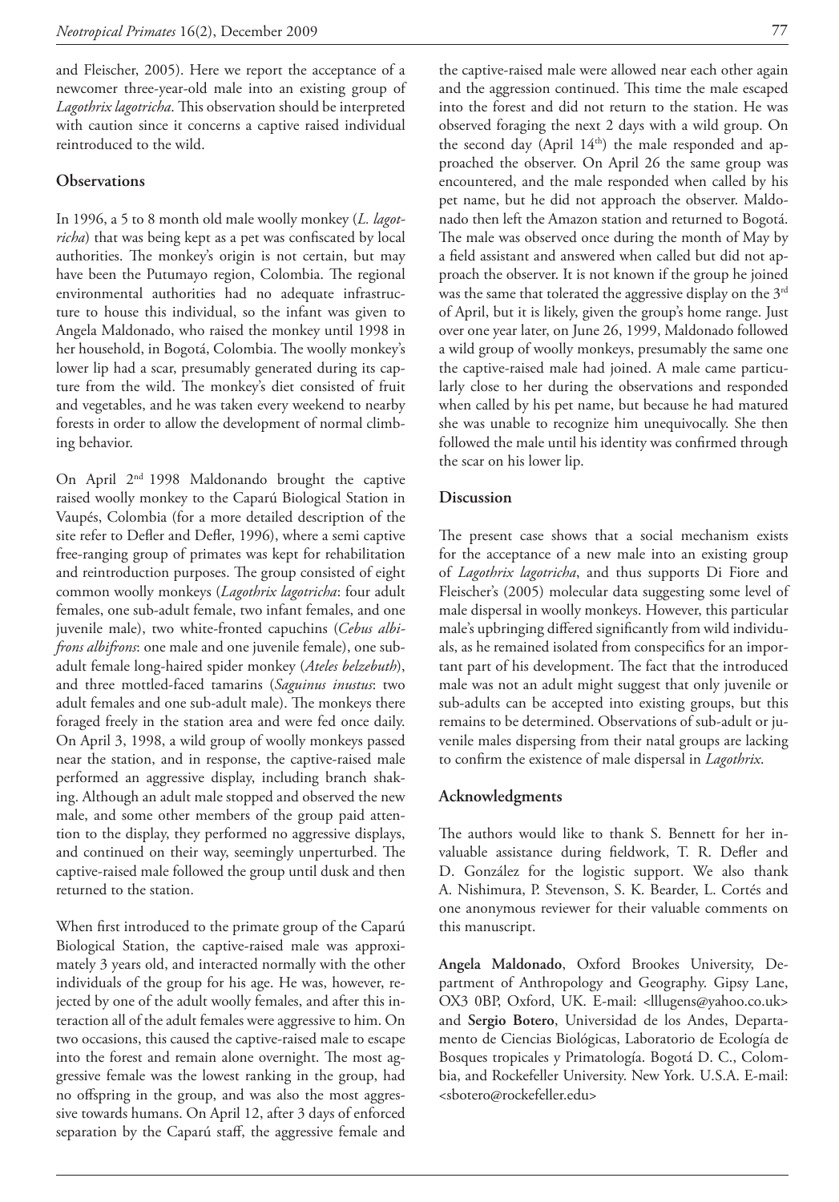and Fleischer, 2005). Here we report the acceptance of a newcomer three-year-old male into an existing group of *Lagothrix lagotricha*. This observation should be interpreted with caution since it concerns a captive raised individual reintroduced to the wild.

## Observations

In 1996, a 5 to 8 month old male woolly monkey (*L. lagotricha*) that was being kept as a pet was confiscated by local authorities. The monkey's origin is not certain, but may have been the Putumayo region, Colombia. The regional environmental authorities had no adequate infrastructure to house this individual, so the infant was given to Angela Maldonado, who raised the monkey until 1998 in her household, in Bogotá, Colombia. The woolly monkey's lower lip had a scar, presumably generated during its capture from the wild. The monkey's diet consisted of fruit and vegetables, and he was taken every weekend to nearby forests in order to allow the development of normal climbing behavior.

On April 2nd 1998 Maldonando brought the captive raised woolly monkey to the Caparú Biological Station in Vaupés, Colombia (for a more detailed description of the site refer to Defler and Defler, 1996), where a semi captive free-ranging group of primates was kept for rehabilitation and reintroduction purposes. The group consisted of eight common woolly monkeys (*Lagothrix lagotricha*: four adult females, one sub-adult female, two infant females, and one juvenile male), two white-fronted capuchins (*Cebus albifrons albifrons*: one male and one juvenile female), one subadult female long-haired spider monkey (*Ateles belzebuth*), and three mottled-faced tamarins (*Saguinus inustus*: two adult females and one sub-adult male). The monkeys there foraged freely in the station area and were fed once daily. On April 3, 1998, a wild group of woolly monkeys passed near the station, and in response, the captive-raised male performed an aggressive display, including branch shaking. Although an adult male stopped and observed the new male, and some other members of the group paid attention to the display, they performed no aggressive displays, and continued on their way, seemingly unperturbed. The captive-raised male followed the group until dusk and then returned to the station.

When first introduced to the primate group of the Caparú Biological Station, the captive-raised male was approximately 3 years old, and interacted normally with the other individuals of the group for his age. He was, however, rejected by one of the adult woolly females, and after this interaction all of the adult females were aggressive to him. On two occasions, this caused the captive-raised male to escape into the forest and remain alone overnight. The most aggressive female was the lowest ranking in the group, had no offspring in the group, and was also the most aggressive towards humans. On April 12, after 3 days of enforced separation by the Caparú staff, the aggressive female and the captive-raised male were allowed near each other again and the aggression continued. This time the male escaped into the forest and did not return to the station. He was observed foraging the next 2 days with a wild group. On the second day (April 14th) the male responded and approached the observer. On April 26 the same group was encountered, and the male responded when called by his pet name, but he did not approach the observer. Maldonado then left the Amazon station and returned to Bogotá. The male was observed once during the month of May by a field assistant and answered when called but did not approach the observer. It is not known if the group he joined was the same that tolerated the aggressive display on the 3rd of April, but it is likely, given the group's home range. Just over one year later, on June 26, 1999, Maldonado followed a wild group of woolly monkeys, presumably the same one the captive-raised male had joined. A male came particularly close to her during the observations and responded when called by his pet name, but because he had matured she was unable to recognize him unequivocally. She then followed the male until his identity was confirmed through the scar on his lower lip.

## Discussion

The present case shows that a social mechanism exists for the acceptance of a new male into an existing group of *Lagothrix lagotricha*, and thus supports Di Fiore and Fleischer's (2005) molecular data suggesting some level of male dispersal in woolly monkeys. However, this particular male's upbringing differed significantly from wild individuals, as he remained isolated from conspecifics for an important part of his development. The fact that the introduced male was not an adult might suggest that only juvenile or sub-adults can be accepted into existing groups, but this remains to be determined. Observations of sub-adult or juvenile males dispersing from their natal groups are lacking to confirm the existence of male dispersal in *Lagothrix*.

## Acknowledgments

The authors would like to thank S. Bennett for her invaluable assistance during fieldwork, T. R. Defler and D. González for the logistic support. We also thank A. Nishimura, P. Stevenson, S. K. Bearder, L. Cortés and one anonymous reviewer for their valuable comments on this manuscript.

**Angela Maldonado**, Oxford Brookes University, Department of Anthropology and Geography. Gipsy Lane, OX3 0BP, Oxford, UK. E-mail: <lllugens@yahoo.co.uk> and **Sergio Botero**, Universidad de los Andes, Departamento de Ciencias Biológicas, Laboratorio de Ecología de Bosques tropicales y Primatología. Bogotá D. C., Colombia, and Rockefeller University. New York. U.S.A. E-mail: <sbotero@rockefeller.edu>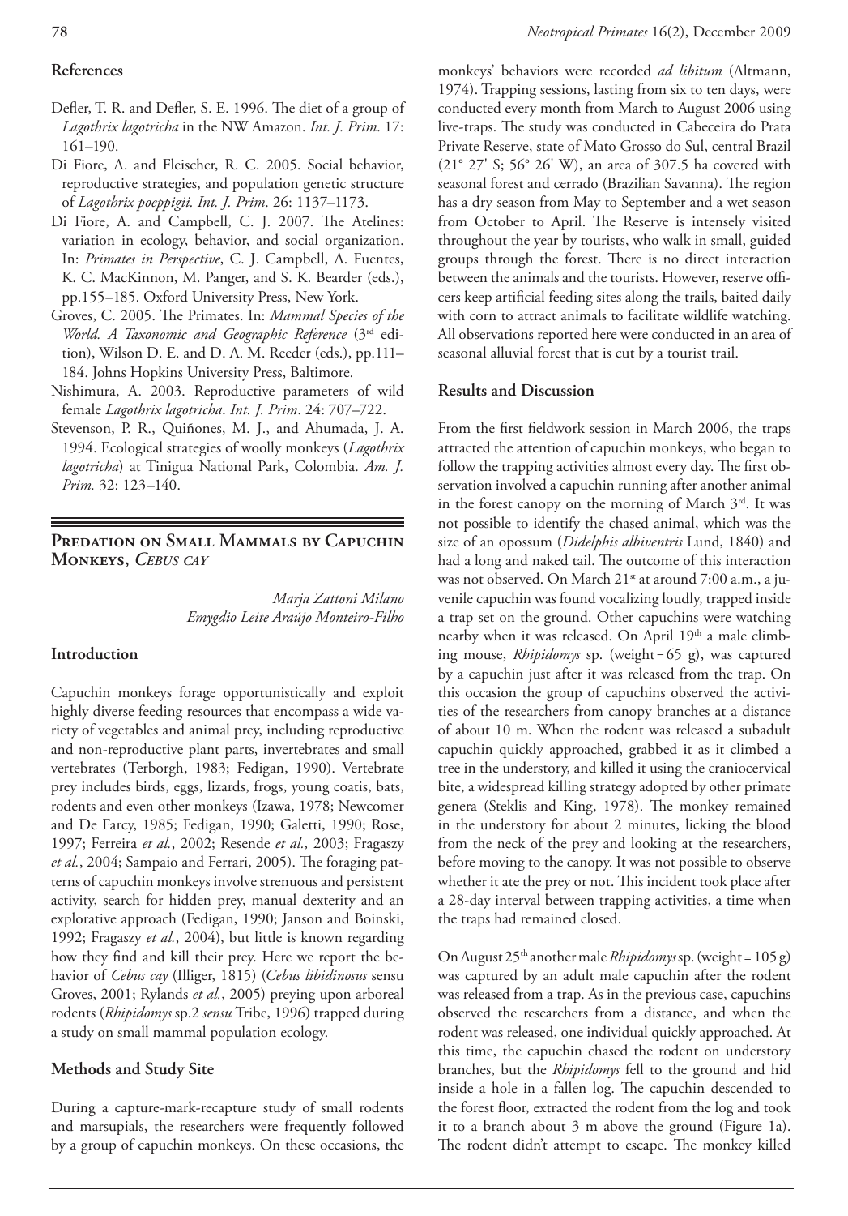## References

Defler, T. R. and Defler, S. E. 1996. The diet of a group of *Lagothrix lagotricha* in the NW Amazon. *Int. J. Prim*. 17: 161–190.

Di Fiore, A. and Fleischer, R. C. 2005. Social behavior, reproductive strategies, and population genetic structure of *Lagothrix poeppigii. Int. J. Prim*. 26: 1137–1173.

Di Fiore, A. and Campbell, C. J. 2007. The Atelines: variation in ecology, behavior, and social organization. In: *Primates in Perspective*, C. J. Campbell, A. Fuentes, K. C. MacKinnon, M. Panger, and S. K. Bearder (eds.), pp.155–185. Oxford University Press, New York.

Groves, C. 2005. The Primates. In: *Mammal Species of the World. A Taxonomic and Geographic Reference* (3rd edition), Wilson D. E. and D. A. M. Reeder (eds.), pp.111–184. Johns Hopkins University Press, Baltimore.

Nishimura, A. 2003. Reproductive parameters of wild female *Lagothrix lagotricha*. *Int. J. Prim*. 24: 707–722.

Stevenson, P. R., Quiñones, M. J., and Ahumada, J. A. 1994. Ecological strategies of woolly monkeys (*Lagothrix lagotricha*) at Tinigua National Park, Colombia. *Am. J. Prim.* 32: 123–140.

# Predation on Small Mammals by Capuchin Monkeys, *Cebus cay*

*Marja Zattoni Milano*
*Emygdio Leite Araújo Monteiro-Filho*

## Introduction

Capuchin monkeys forage opportunistically and exploit highly diverse feeding resources that encompass a wide variety of vegetables and animal prey, including reproductive and non-reproductive plant parts, invertebrates and small vertebrates (Terborgh, 1983; Fedigan, 1990). Vertebrate prey includes birds, eggs, lizards, frogs, young coatis, bats, rodents and even other monkeys (Izawa, 1978; Newcomer and De Farcy, 1985; Fedigan, 1990; Galetti, 1990; Rose, 1997; Ferreira *et al.*, 2002; Resende *et al.,* 2003; Fragaszy *et al.*, 2004; Sampaio and Ferrari, 2005). The foraging patterns of capuchin monkeys involve strenuous and persistent activity, search for hidden prey, manual dexterity and an explorative approach (Fedigan, 1990; Janson and Boinski, 1992; Fragaszy *et al.*, 2004), but little is known regarding how they find and kill their prey. Here we report the behavior of *Cebus cay* (Illiger, 1815) (*Cebus libidinosus* sensu Groves, 2001; Rylands *et al.*, 2005) preying upon arboreal rodents (*Rhipidomys* sp.2 *sensu* Tribe, 1996) trapped during a study on small mammal population ecology.

## Methods and Study Site

During a capture-mark-recapture study of small rodents and marsupials, the researchers were frequently followed by a group of capuchin monkeys. On these occasions, the monkeys' behaviors were recorded *ad libitum* (Altmann, 1974). Trapping sessions, lasting from six to ten days, were conducted every month from March to August 2006 using live-traps. The study was conducted in Cabeceira do Prata Private Reserve, state of Mato Grosso do Sul, central Brazil (21° 27' S; 56° 26' W), an area of 307.5 ha covered with seasonal forest and cerrado (Brazilian Savanna). The region has a dry season from May to September and a wet season from October to April. The Reserve is intensely visited throughout the year by tourists, who walk in small, guided groups through the forest. There is no direct interaction between the animals and the tourists. However, reserve officers keep artificial feeding sites along the trails, baited daily with corn to attract animals to facilitate wildlife watching. All observations reported here were conducted in an area of seasonal alluvial forest that is cut by a tourist trail.

## Results and Discussion

From the first fieldwork session in March 2006, the traps attracted the attention of capuchin monkeys, who began to follow the trapping activities almost every day. The first observation involved a capuchin running after another animal in the forest canopy on the morning of March 3rd. It was not possible to identify the chased animal, which was the size of an opossum (*Didelphis albiventris* Lund, 1840) and had a long and naked tail. The outcome of this interaction was not observed. On March 21st at around 7:00 a.m., a juvenile capuchin was found vocalizing loudly, trapped inside a trap set on the ground. Other capuchins were watching nearby when it was released. On April 19th a male climbing mouse, *Rhipidomys* sp. (weight = 65 g), was captured by a capuchin just after it was released from the trap. On this occasion the group of capuchins observed the activities of the researchers from canopy branches at a distance of about 10 m. When the rodent was released a subadult capuchin quickly approached, grabbed it as it climbed a tree in the understory, and killed it using the craniocervical bite, a widespread killing strategy adopted by other primate genera (Steklis and King, 1978). The monkey remained in the understory for about 2 minutes, licking the blood from the neck of the prey and looking at the researchers, before moving to the canopy. It was not possible to observe whether it ate the prey or not. This incident took place after a 28-day interval between trapping activities, a time when the traps had remained closed.

On August 25th another male *Rhipidomys* sp. (weight = 105 g) was captured by an adult male capuchin after the rodent was released from a trap. As in the previous case, capuchins observed the researchers from a distance, and when the rodent was released, one individual quickly approached. At this time, the capuchin chased the rodent on understory branches, but the *Rhipidomys* fell to the ground and hid inside a hole in a fallen log. The capuchin descended to the forest floor, extracted the rodent from the log and took it to a branch about 3 m above the ground (Figure 1a). The rodent didn't attempt to escape. The monkey killed